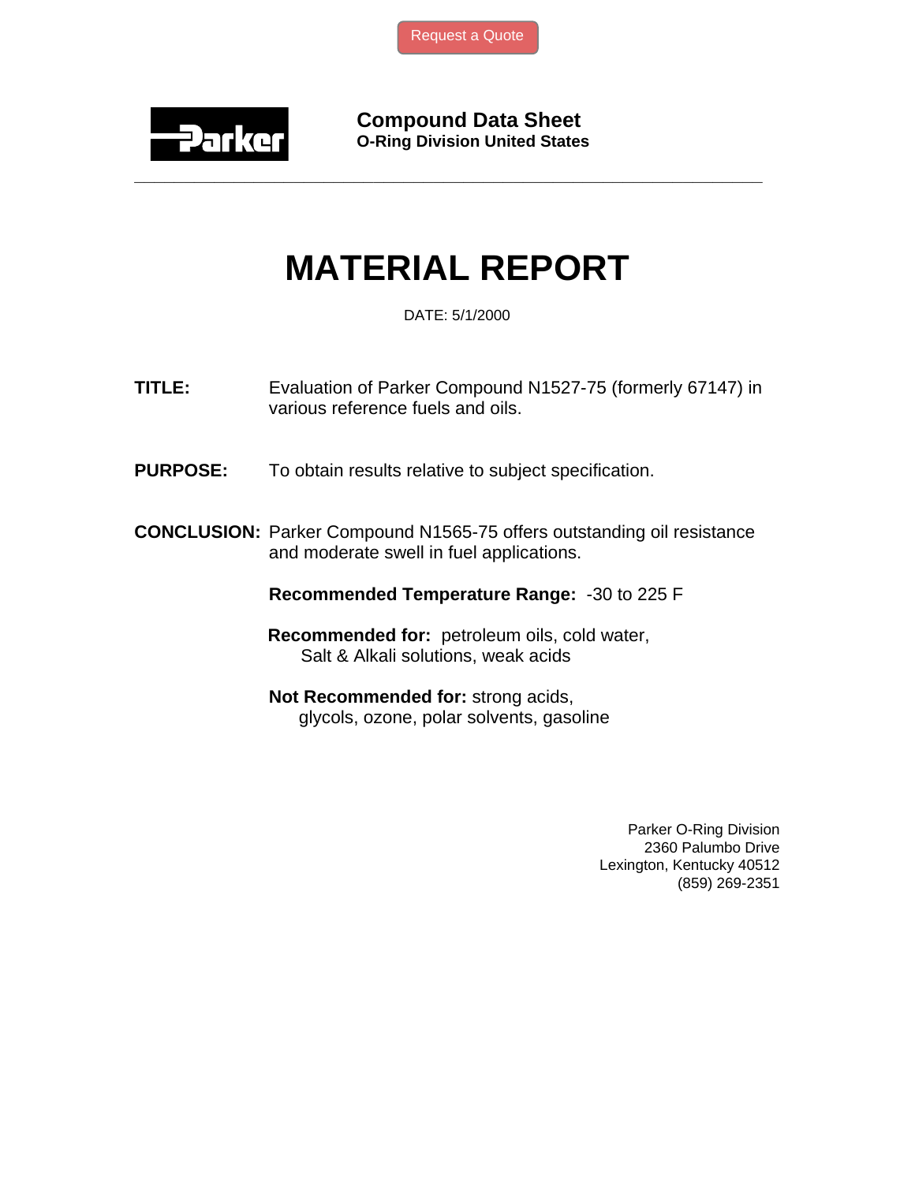Request a Quote

**Compound Data Sheet**
**O-Ring Division United States**

---

# MATERIAL REPORT

DATE: 5/1/2000

**TITLE:** Evaluation of Parker Compound N1527-75 (formerly 67147) in various reference fuels and oils.

**PURPOSE:** To obtain results relative to subject specification.

**CONCLUSION:** Parker Compound N1565-75 offers outstanding oil resistance and moderate swell in fuel applications.

**Recommended Temperature Range:** -30 to 225 F

**Recommended for:** petroleum oils, cold water, Salt & Alkali solutions, weak acids

**Not Recommended for:** strong acids, glycols, ozone, polar solvents, gasoline

Parker O-Ring Division
2360 Palumbo Drive
Lexington, Kentucky 40512
(859) 269-2351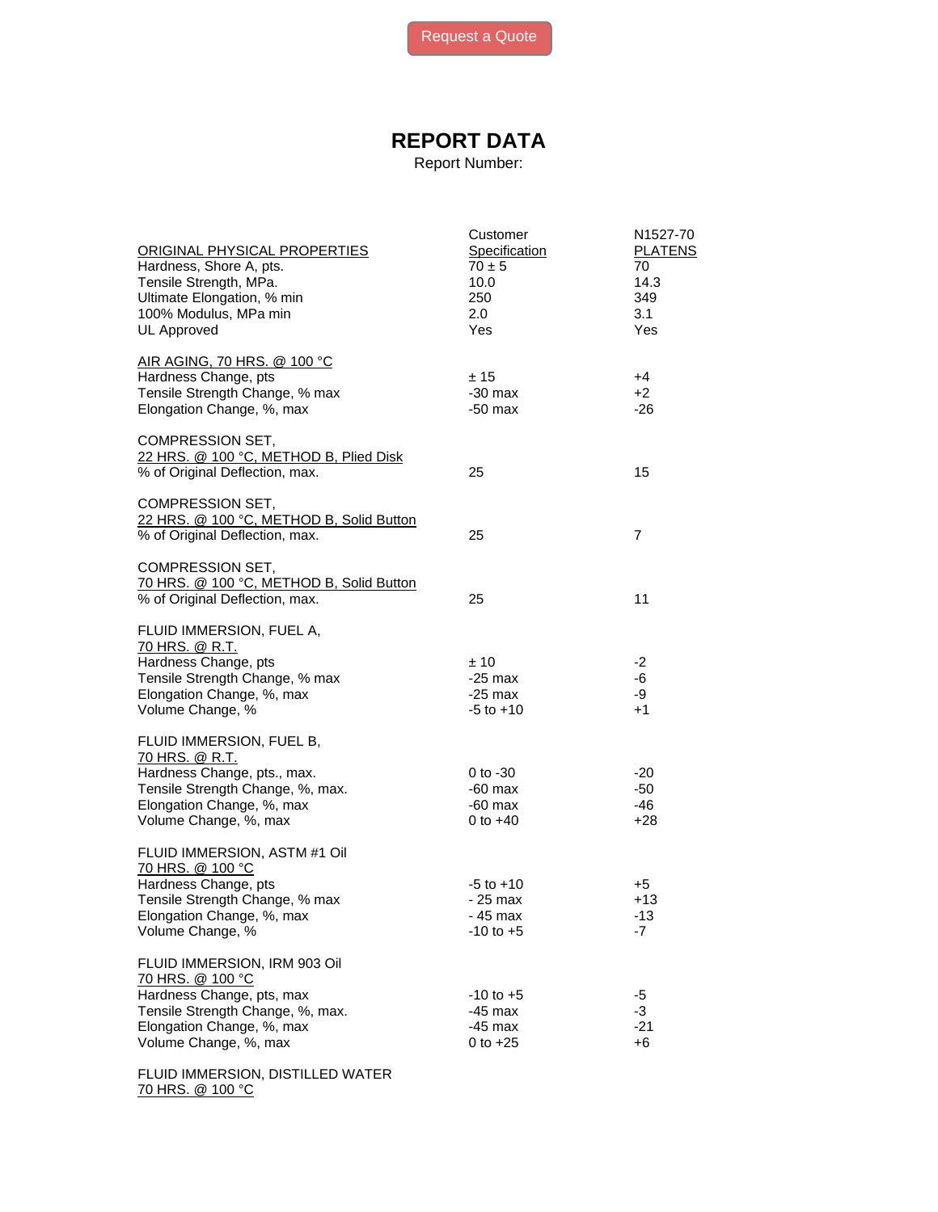Request a Quote

# REPORT DATA

Report Number:

| ORIGINAL PHYSICAL PROPERTIES | Customer Specification | N1527-70 PLATENS |
|---|---|---|
| Hardness, Shore A, pts. | 70 ± 5 | 70 |
| Tensile Strength, MPa. | 10.0 | 14.3 |
| Ultimate Elongation, % min | 250 | 349 |
| 100% Modulus, MPa min | 2.0 | 3.1 |
| UL Approved | Yes | Yes |
| **AIR AGING, 70 HRS. @ 100 °C** | | |
| Hardness Change, pts | ± 15 | +4 |
| Tensile Strength Change, % max | -30 max | +2 |
| Elongation Change, %, max | -50 max | -26 |
| **COMPRESSION SET, 22 HRS. @ 100 °C, METHOD B, Plied Disk** | | |
| % of Original Deflection, max. | 25 | 15 |
| **COMPRESSION SET, 22 HRS. @ 100 °C, METHOD B, Solid Button** | | |
| % of Original Deflection, max. | 25 | 7 |
| **COMPRESSION SET, 70 HRS. @ 100 °C, METHOD B, Solid Button** | | |
| % of Original Deflection, max. | 25 | 11 |
| **FLUID IMMERSION, FUEL A, 70 HRS. @ R.T.** | | |
| Hardness Change, pts | ± 10 | -2 |
| Tensile Strength Change, % max | -25 max | -6 |
| Elongation Change, %, max | -25 max | -9 |
| Volume Change, % | -5 to +10 | +1 |
| **FLUID IMMERSION, FUEL B, 70 HRS. @ R.T.** | | |
| Hardness Change, pts., max. | 0 to -30 | -20 |
| Tensile Strength Change, %, max. | -60 max | -50 |
| Elongation Change, %, max | -60 max | -46 |
| Volume Change, %, max | 0 to +40 | +28 |
| **FLUID IMMERSION, ASTM #1 Oil 70 HRS. @ 100 °C** | | |
| Hardness Change, pts | -5 to +10 | +5 |
| Tensile Strength Change, % max | - 25 max | +13 |
| Elongation Change, %, max | - 45 max | -13 |
| Volume Change, % | -10 to +5 | -7 |
| **FLUID IMMERSION, IRM 903 Oil 70 HRS. @ 100 °C** | | |
| Hardness Change, pts, max | -10 to +5 | -5 |
| Tensile Strength Change, %, max. | -45 max | -3 |
| Elongation Change, %, max | -45 max | -21 |
| Volume Change, %, max | 0 to +25 | +6 |
| **FLUID IMMERSION, DISTILLED WATER 70 HRS. @ 100 °C** | | |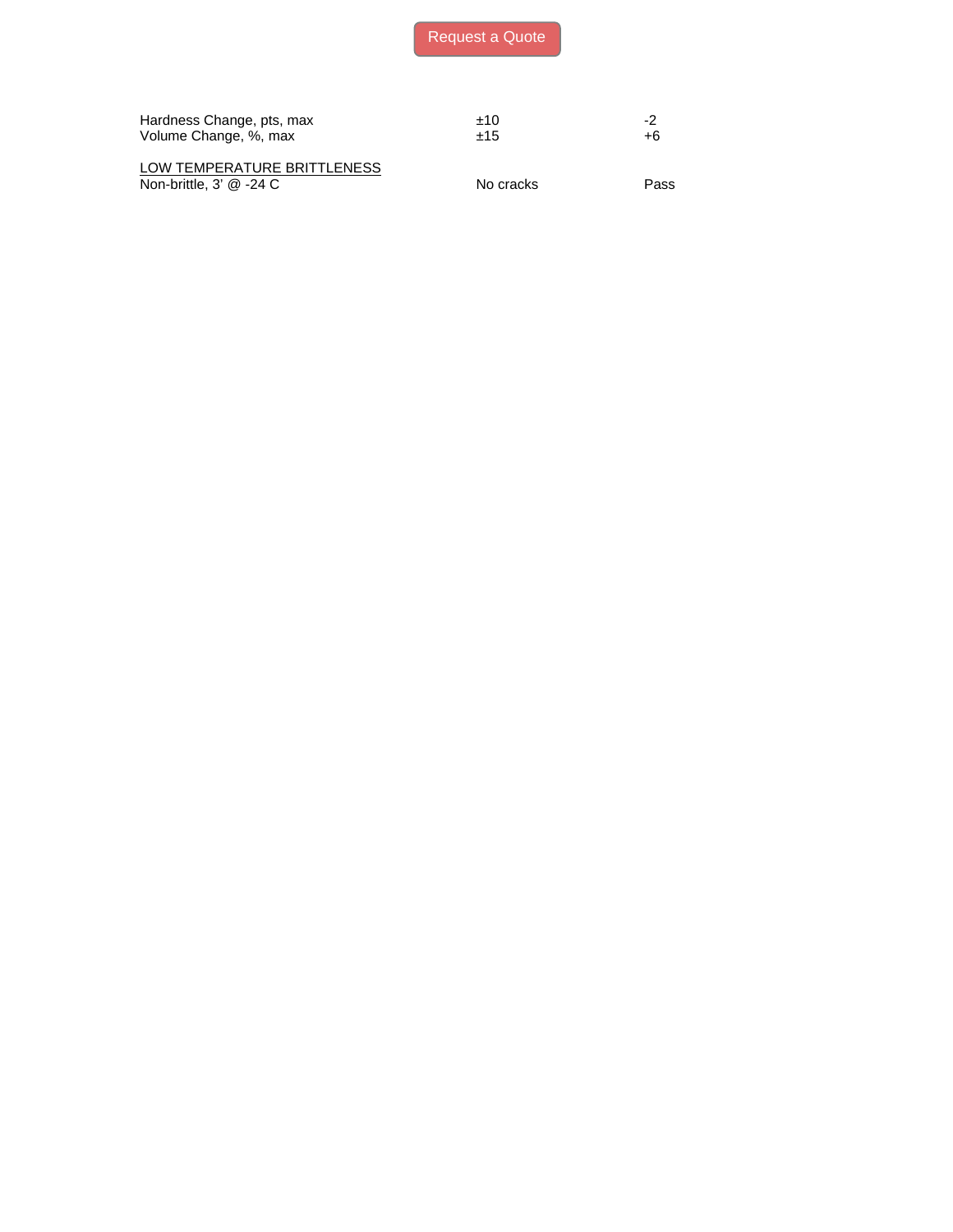Request a Quote

| | | |
|---|---|---|
| Hardness Change, pts, max | ±10 | -2 |
| Volume Change, %, max | ±15 | +6 |
| <u>LOW TEMPERATURE BRITTLENESS</u> | | |
| Non-brittle, 3' @ -24 C | No cracks | Pass |